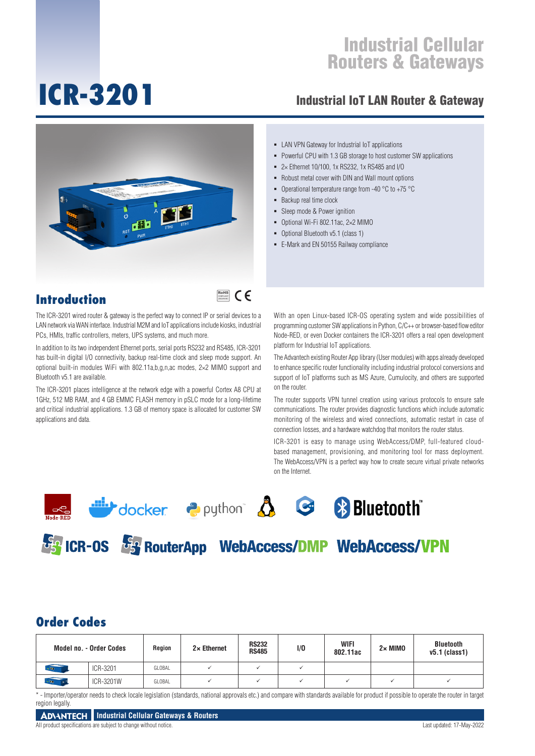# Industrial Cellular Routers & Gateways

# ICR-3201

## Industrial IoT LAN Router & Gateway

- LAN VPN Gateway for Industrial IoT applications
- Powerful CPU with 1.3 GB storage to host customer SW applications
- 2× Ethernet 10/100, 1x RS232, 1x RS485 and I/O
- Robust metal cover with DIN and Wall mount options
- Operational temperature range from -40 °C to +75 °C
- Backup real time clock
- Sleep mode & Power ignition
- Optional Wi-Fi 802.11ac, 2×2 MIMO
- Optional Bluetooth v5.1 (class 1)
- E-Mark and EN 50155 Railway compliance

## Introduction

The ICR-3201 wired router & gateway is the perfect way to connect IP or serial devices to a LAN network via WAN interface. Industrial M2M and IoT applications include kiosks, industrial PCs, HMIs, traffic controllers, meters, UPS systems, and much more.

In addition to its two independent Ethernet ports, serial ports RS232 and RS485, ICR-3201 has built-in digital I/O connectivity, backup real-time clock and sleep mode support. An optional built-in modules WiFi with 802.11a,b,g,n,ac modes, 2×2 MIMO support and Bluetooth v5.1 are available.

The ICR-3201 places intelligence at the network edge with a powerful Cortex A8 CPU at 1GHz, 512 MB RAM, and 4 GB EMMC FLASH memory in pSLC mode for a long-lifetime and critical industrial applications. 1.3 GB of memory space is allocated for customer SW applications and data.

With an open Linux-based ICR-OS operating system and wide possibilities of programming customer SW applications in Python, C/C++ or browser-based flow editor Node-RED, or even Docker containers the ICR-3201 offers a real open development platform for Industrial IoT applications.

The Advantech existing Router App library (User modules) with apps already developed to enhance specific router functionality including industrial protocol conversions and support of IoT platforms such as MS Azure, Cumulocity, and others are supported on the router.

The router supports VPN tunnel creation using various protocols to ensure safe communications. The router provides diagnostic functions which include automatic monitoring of the wireless and wired connections, automatic restart in case of connection losses, and a hardware watchdog that monitors the router status.

ICR-3201 is easy to manage using WebAccess/DMP, full-featured cloud-based management, provisioning, and monitoring tool for mass deployment. The WebAccess/VPN is a perfect way how to create secure virtual private networks on the Internet.

Node-RED · docker · python · Bluetooth · ICR-OS · RouterApp · WebAccess/DMP · WebAccess/VPN

## Order Codes

| Model no. - Order Codes | | Region | 2× Ethernet | RS232 RS485 | I/O | WIFI 802.11ac | 2× MIMO | Bluetooth v5.1 (class1) |
|---|---|---|---|---|---|---|---|---|
| | ICR-3201 | GLOBAL | ✓ | ✓ | ✓ | | | |
| | ICR-3201W | GLOBAL | ✓ | ✓ | ✓ | ✓ | ✓ | ✓ |

\* - Importer/operator needs to check locale legislation (standards, national approvals etc.) and compare with standards available for product if possible to operate the router in target region legally.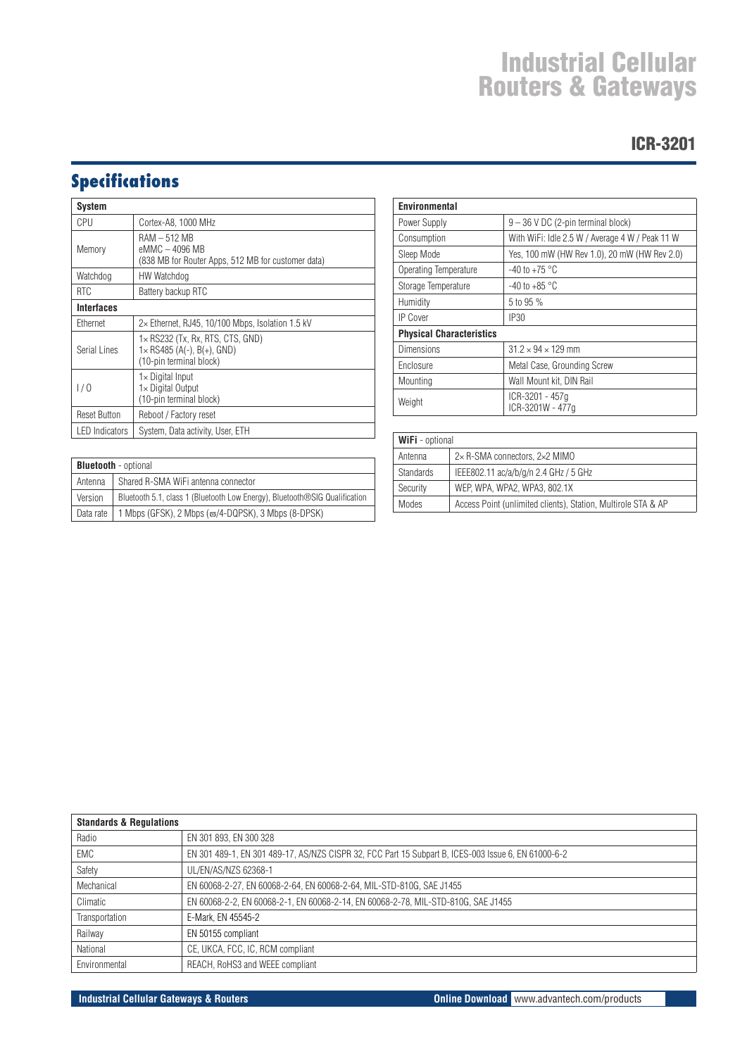# Industrial Cellular Routers & Gateways

## ICR-3201

## Specifications

| System | |
|---|---|
| CPU | Cortex-A8, 1000 MHz |
| Memory | RAM – 512 MB<br>eMMC – 4096 MB<br>(838 MB for Router Apps, 512 MB for customer data) |
| Watchdog | HW Watchdog |
| RTC | Battery backup RTC |
| **Interfaces** | |
| Ethernet | 2× Ethernet, RJ45, 10/100 Mbps, Isolation 1.5 kV |
| Serial Lines | 1× RS232 (Tx, Rx, RTS, CTS, GND)<br>1× RS485 (A(-), B(+), GND)<br>(10-pin terminal block) |
| I / O | 1× Digital Input<br>1× Digital Output<br>(10-pin terminal block) |
| Reset Button | Reboot / Factory reset |
| LED Indicators | System, Data activity, User, ETH |

| **Bluetooth** - optional | |
|---|---|
| Antenna | Shared R-SMA WiFi antenna connector |
| Version | Bluetooth 5.1, class 1 (Bluetooth Low Energy), Bluetooth®SIG Qualification |
| Data rate | 1 Mbps (GFSK), 2 Mbps (π/4-DQPSK), 3 Mbps (8-DPSK) |

| Environmental | |
|---|---|
| Power Supply | 9 – 36 V DC (2-pin terminal block) |
| Consumption | With WiFi: Idle 2.5 W / Average 4 W / Peak 11 W |
| Sleep Mode | Yes, 100 mW (HW Rev 1.0), 20 mW (HW Rev 2.0) |
| Operating Temperature | -40 to +75 °C |
| Storage Temperature | -40 to +85 °C |
| Humidity | 5 to 95 % |
| IP Cover | IP30 |
| **Physical Characteristics** | |
| Dimensions | 31.2 × 94 × 129 mm |
| Enclosure | Metal Case, Grounding Screw |
| Mounting | Wall Mount kit, DIN Rail |
| Weight | ICR-3201 - 457g<br>ICR-3201W - 477g |

| **WiFi** - optional | |
|---|---|
| Antenna | 2× R-SMA connectors, 2×2 MIMO |
| Standards | IEEE802.11 ac/a/b/g/n 2.4 GHz / 5 GHz |
| Security | WEP, WPA, WPA2, WPA3, 802.1X |
| Modes | Access Point (unlimited clients), Station, Multirole STA & AP |

| Standards & Regulations | |
|---|---|
| Radio | EN 301 893, EN 300 328 |
| EMC | EN 301 489-1, EN 301 489-17, AS/NZS CISPR 32, FCC Part 15 Subpart B, ICES-003 Issue 6, EN 61000-6-2 |
| Safety | UL/EN/AS/NZS 62368-1 |
| Mechanical | EN 60068-2-27, EN 60068-2-64, EN 60068-2-64, MIL-STD-810G, SAE J1455 |
| Climatic | EN 60068-2-2, EN 60068-2-1, EN 60068-2-14, EN 60068-2-78, MIL-STD-810G, SAE J1455 |
| Transportation | E-Mark, EN 45545-2 |
| Railway | EN 50155 compliant |
| National | CE, UKCA, FCC, IC, RCM compliant |
| Environmental | REACH, RoHS3 and WEEE compliant |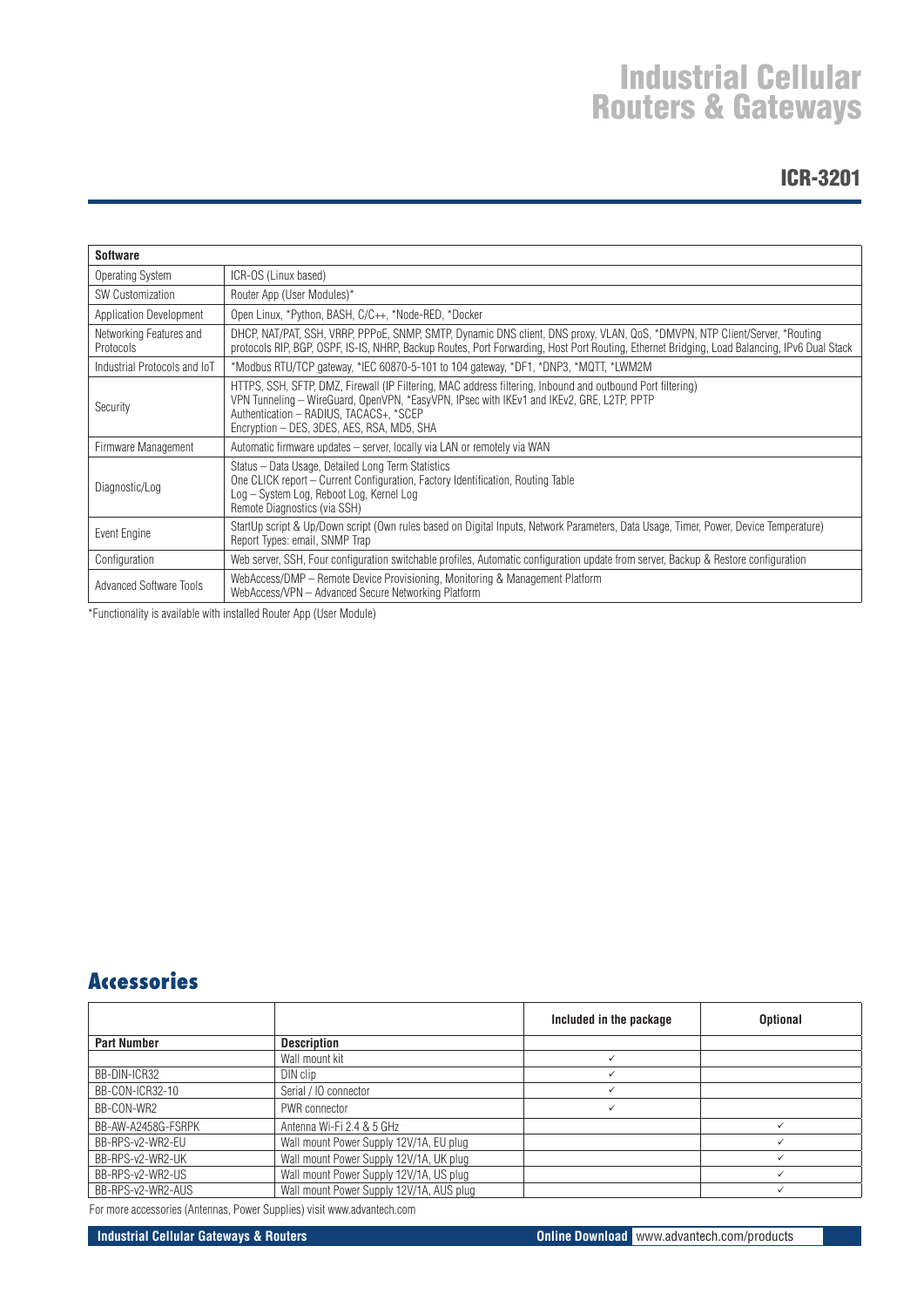# Industrial Cellular Routers & Gateways

## ICR-3201

| Software | |
|---|---|
| Operating System | ICR-OS (Linux based) |
| SW Customization | Router App (User Modules)* |
| Application Development | Open Linux, *Python, BASH, C/C++, *Node-RED, *Docker |
| Networking Features and Protocols | DHCP, NAT/PAT, SSH, VRRP, PPPoE, SNMP, SMTP, Dynamic DNS client, DNS proxy, VLAN, QoS, *DMVPN, NTP Client/Server, *Routing protocols RIP, BGP, OSPF, IS-IS, NHRP, Backup Routes, Port Forwarding, Host Port Routing, Ethernet Bridging, Load Balancing, IPv6 Dual Stack |
| Industrial Protocols and IoT | *Modbus RTU/TCP gateway, *IEC 60870-5-101 to 104 gateway, *DF1, *DNP3, *MQTT, *LWM2M |
| Security | HTTPS, SSH, SFTP, DMZ, Firewall (IP Filtering, MAC address filtering, Inbound and outbound Port filtering)<br>VPN Tunneling – WireGuard, OpenVPN, *EasyVPN, IPsec with IKEv1 and IKEv2, GRE, L2TP, PPTP<br>Authentication – RADIUS, TACACS+, *SCEP<br>Encryption – DES, 3DES, AES, RSA, MD5, SHA |
| Firmware Management | Automatic firmware updates – server, locally via LAN or remotely via WAN |
| Diagnostic/Log | Status – Data Usage, Detailed Long Term Statistics<br>One CLICK report – Current Configuration, Factory Identification, Routing Table<br>Log – System Log, Reboot Log, Kernel Log<br>Remote Diagnostics (via SSH) |
| Event Engine | StartUp script & Up/Down script (Own rules based on Digital Inputs, Network Parameters, Data Usage, Timer, Power, Device Temperature)<br>Report Types: email, SNMP Trap |
| Configuration | Web server, SSH, Four configuration switchable profiles, Automatic configuration update from server, Backup & Restore configuration |
| Advanced Software Tools | WebAccess/DMP – Remote Device Provisioning, Monitoring & Management Platform<br>WebAccess/VPN – Advanced Secure Networking Platform |

*Functionality is available with installed Router App (User Module)

## Accessories

| Part Number | Description | Included in the package | Optional |
|---|---|---|---|
| | Wall mount kit | ✓ | |
| BB-DIN-ICR32 | DIN clip | ✓ | |
| BB-CON-ICR32-10 | Serial / IO connector | ✓ | |
| BB-CON-WR2 | PWR connector | ✓ | |
| BB-AW-A2458G-FSRPK | Antenna Wi-Fi 2.4 & 5 GHz | | ✓ |
| BB-RPS-v2-WR2-EU | Wall mount Power Supply 12V/1A, EU plug | | ✓ |
| BB-RPS-v2-WR2-UK | Wall mount Power Supply 12V/1A, UK plug | | ✓ |
| BB-RPS-v2-WR2-US | Wall mount Power Supply 12V/1A, US plug | | ✓ |
| BB-RPS-v2-WR2-AUS | Wall mount Power Supply 12V/1A, AUS plug | | ✓ |

For more accessories (Antennas, Power Supplies) visit www.advantech.com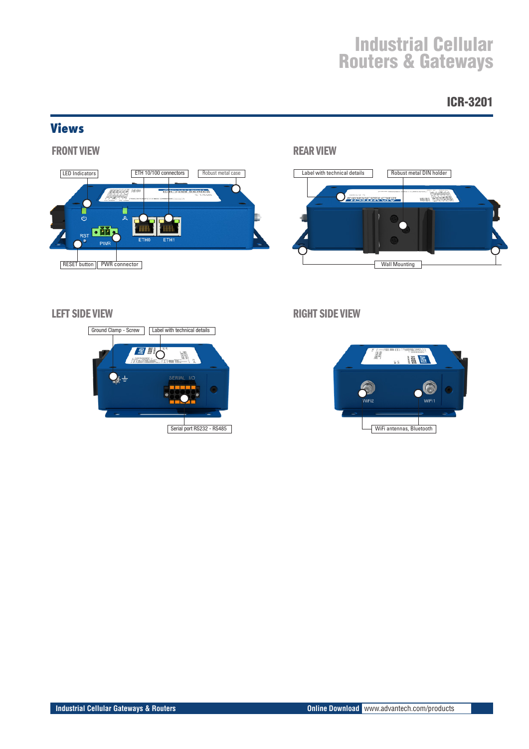## Views

### FRONT VIEW

LED Indicators

ETH 10/100 connectors

Robust metal case

RESET button

PWR connector

### REAR VIEW

Label with technical details

Robust metal DIN holder

Wall Mounting

### LEFT SIDE VIEW

Ground Clamp - Screw

Label with technical details

Serial port RS232 - RS485

### RIGHT SIDE VIEW

WiFi antennas, Bluetooth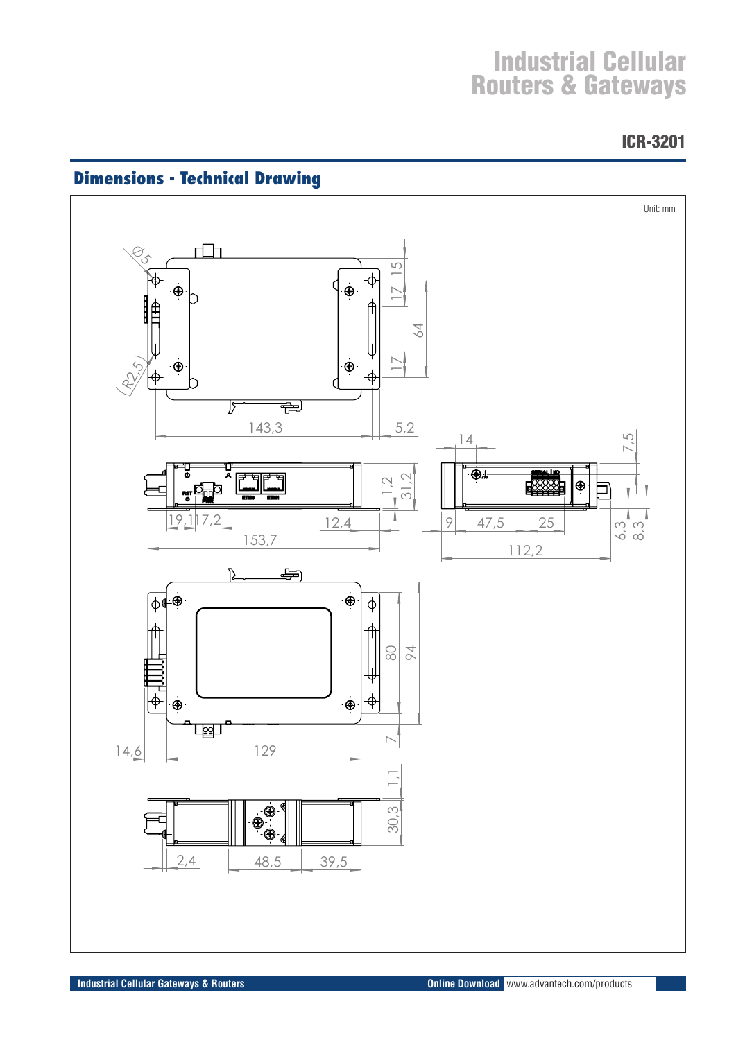# Industrial Cellular Routers & Gateways

## ICR-3201

## Dimensions - Technical Drawing

Unit: mm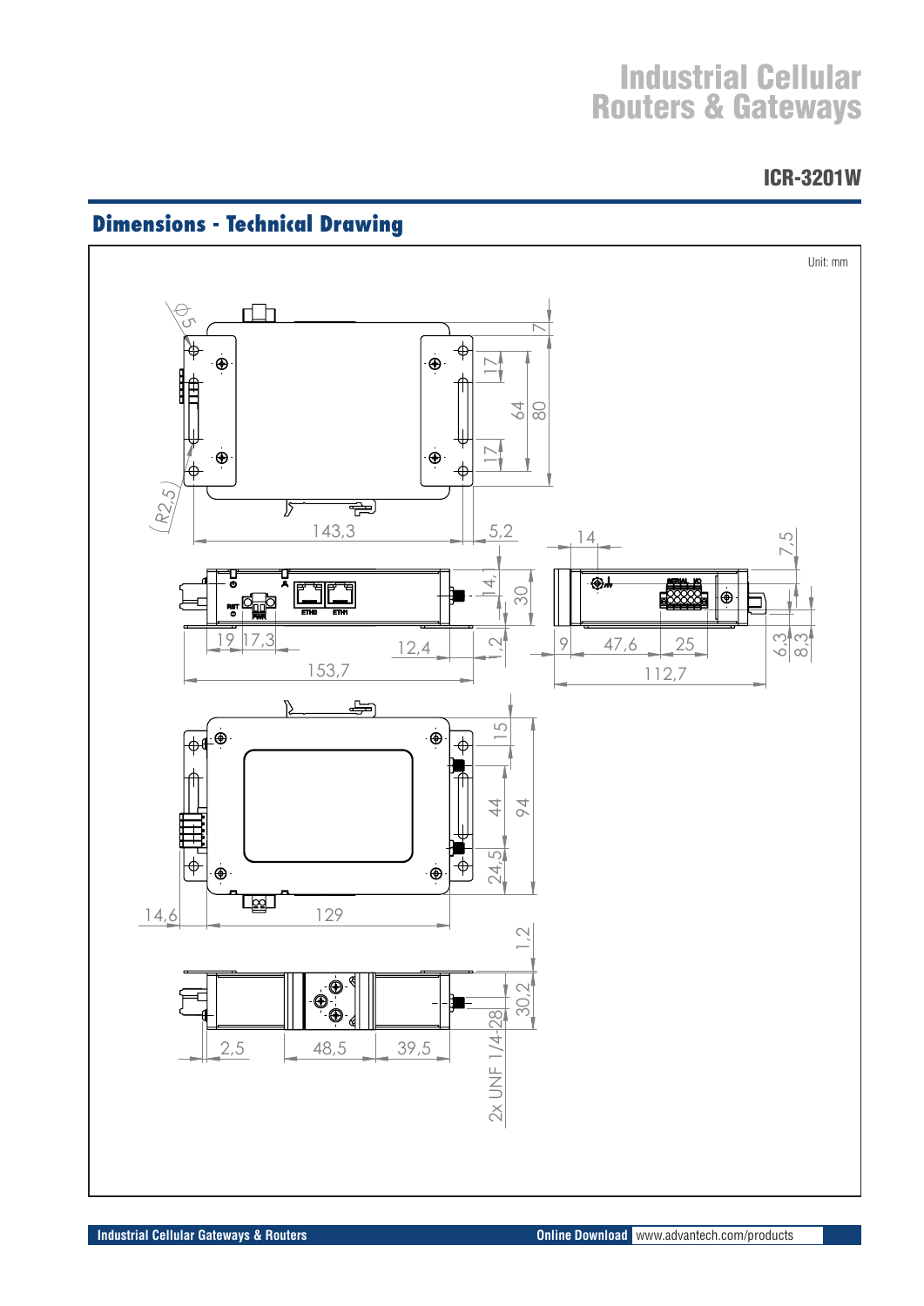# Industrial Cellular Routers & Gateways

## ICR-3201W

## Dimensions - Technical Drawing

Unit: mm

Φ5
R2,5
7
17
64
80
17
143,3
5,2
14
7,5
14,1
30
19
17,3
12,4
1,2
9
47,6
25
6,3
8,3
153,7
112,7
15
44
94
24,5
14,6
129
1,2
30,2
2,5
48,5
39,5
2x UNF 1/4-28